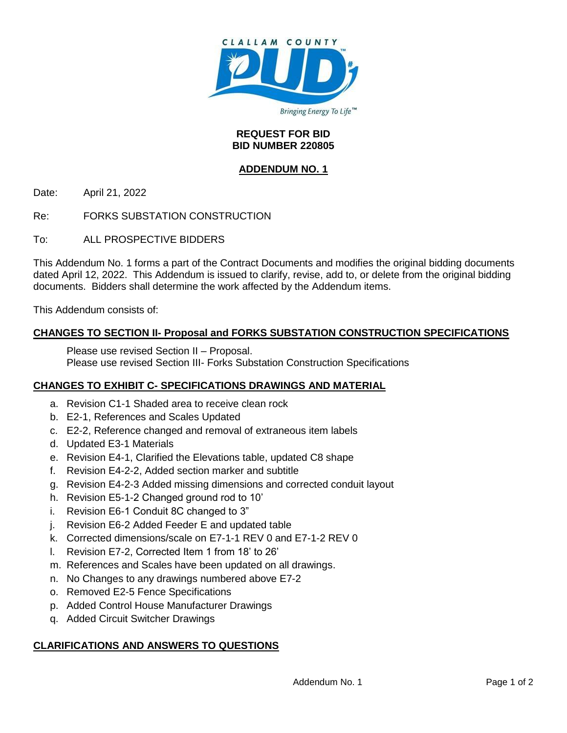**REQUEST FOR BID**
**BID NUMBER 220805**

**ADDENDUM NO. 1**

Date: April 21, 2022

Re: FORKS SUBSTATION CONSTRUCTION

To: ALL PROSPECTIVE BIDDERS

This Addendum No. 1 forms a part of the Contract Documents and modifies the original bidding documents dated April 12, 2022. This Addendum is issued to clarify, revise, add to, or delete from the original bidding documents. Bidders shall determine the work affected by the Addendum items.

This Addendum consists of:

**CHANGES TO SECTION II- Proposal and FORKS SUBSTATION CONSTRUCTION SPECIFICATIONS**

Please use revised Section II – Proposal.
Please use revised Section III- Forks Substation Construction Specifications

**CHANGES TO EXHIBIT C- SPECIFICATIONS DRAWINGS AND MATERIAL**

a. Revision C1-1 Shaded area to receive clean rock
b. E2-1, References and Scales Updated
c. E2-2, Reference changed and removal of extraneous item labels
d. Updated E3-1 Materials
e. Revision E4-1, Clarified the Elevations table, updated C8 shape
f. Revision E4-2-2, Added section marker and subtitle
g. Revision E4-2-3 Added missing dimensions and corrected conduit layout
h. Revision E5-1-2 Changed ground rod to 10'
i. Revision E6-1 Conduit 8C changed to 3"
j. Revision E6-2 Added Feeder E and updated table
k. Corrected dimensions/scale on E7-1-1 REV 0 and E7-1-2 REV 0
l. Revision E7-2, Corrected Item 1 from 18' to 26'
m. References and Scales have been updated on all drawings.
n. No Changes to any drawings numbered above E7-2
o. Removed E2-5 Fence Specifications
p. Added Control House Manufacturer Drawings
q. Added Circuit Switcher Drawings

**CLARIFICATIONS AND ANSWERS TO QUESTIONS**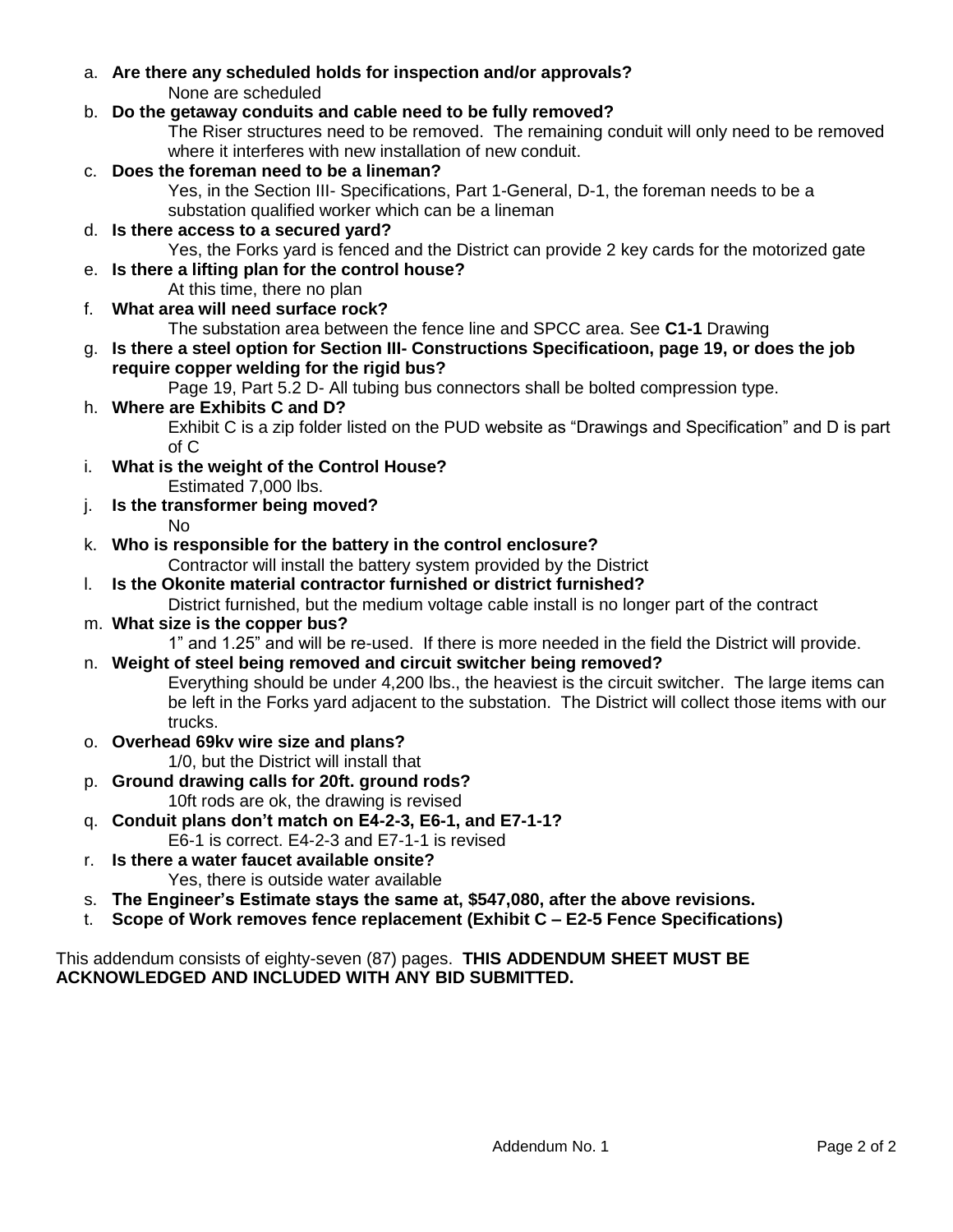a. **Are there any scheduled holds for inspection and/or approvals?**
   None are scheduled
b. **Do the getaway conduits and cable need to be fully removed?**
   The Riser structures need to be removed. The remaining conduit will only need to be removed where it interferes with new installation of new conduit.
c. **Does the foreman need to be a lineman?**
   Yes, in the Section III- Specifications, Part 1-General, D-1, the foreman needs to be a substation qualified worker which can be a lineman
d. **Is there access to a secured yard?**
   Yes, the Forks yard is fenced and the District can provide 2 key cards for the motorized gate
e. **Is there a lifting plan for the control house?**
   At this time, there no plan
f. **What area will need surface rock?**
   The substation area between the fence line and SPCC area. See **C1-1** Drawing
g. **Is there a steel option for Section III- Constructions Specificatioon, page 19, or does the job require copper welding for the rigid bus?**
   Page 19, Part 5.2 D- All tubing bus connectors shall be bolted compression type.
h. **Where are Exhibits C and D?**
   Exhibit C is a zip folder listed on the PUD website as "Drawings and Specification" and D is part of C
i. **What is the weight of the Control House?**
   Estimated 7,000 lbs.
j. **Is the transformer being moved?**
   No
k. **Who is responsible for the battery in the control enclosure?**
   Contractor will install the battery system provided by the District
l. **Is the Okonite material contractor furnished or district furnished?**
   District furnished, but the medium voltage cable install is no longer part of the contract
m. **What size is the copper bus?**
   1" and 1.25" and will be re-used. If there is more needed in the field the District will provide.
n. **Weight of steel being removed and circuit switcher being removed?**
   Everything should be under 4,200 lbs., the heaviest is the circuit switcher. The large items can be left in the Forks yard adjacent to the substation. The District will collect those items with our trucks.
o. **Overhead 69kv wire size and plans?**
   1/0, but the District will install that
p. **Ground drawing calls for 20ft. ground rods?**
   10ft rods are ok, the drawing is revised
q. **Conduit plans don't match on E4-2-3, E6-1, and E7-1-1?**
   E6-1 is correct. E4-2-3 and E7-1-1 is revised
r. **Is there a water faucet available onsite?**
   Yes, there is outside water available
s. **The Engineer's Estimate stays the same at, $547,080, after the above revisions.**
t. **Scope of Work removes fence replacement (Exhibit C – E2-5 Fence Specifications)**

This addendum consists of eighty-seven (87) pages. **THIS ADDENDUM SHEET MUST BE ACKNOWLEDGED AND INCLUDED WITH ANY BID SUBMITTED.**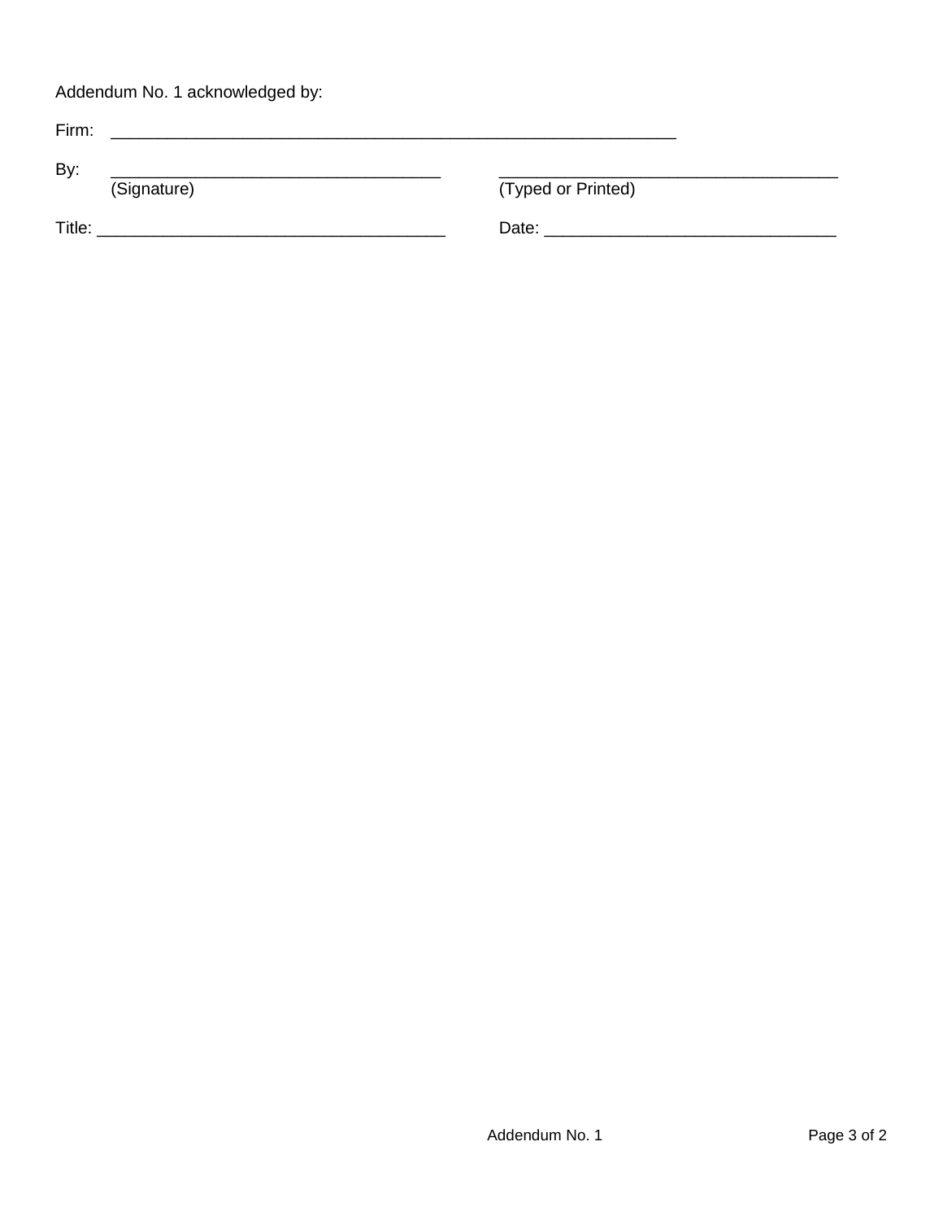Addendum No. 1 acknowledged by:

Firm: ______________________________________________________________

By: ____________________________________ ____________________________________

(Signature) (Typed or Printed)

Title: ______________________________________ Date: ________________________________